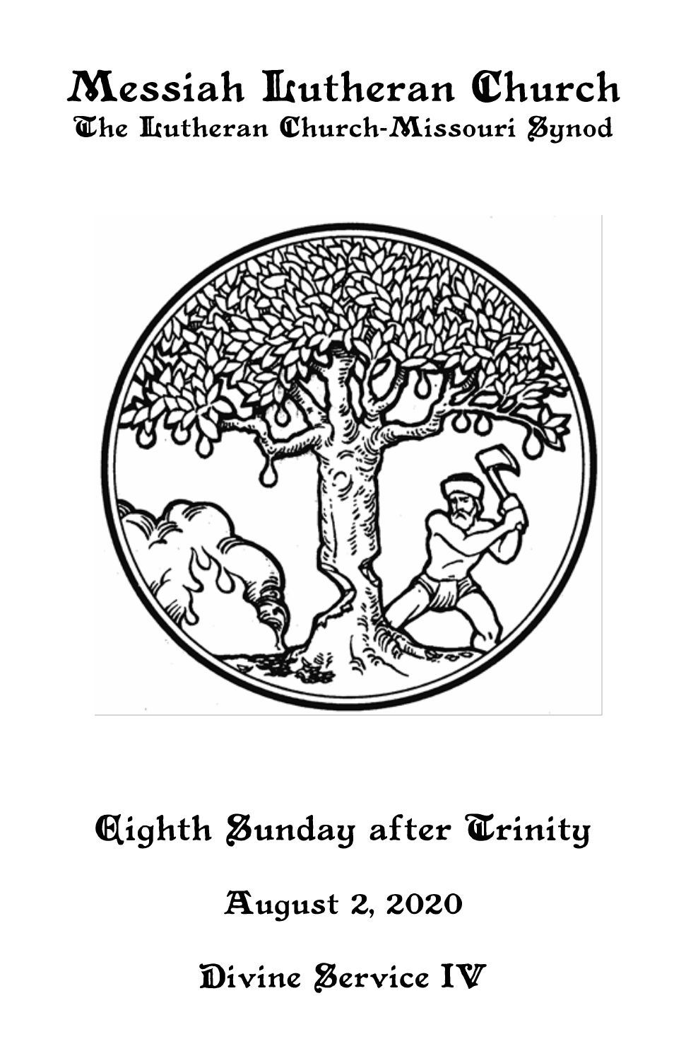# Messiah Lutheran Church

## The Lutheran Church-Missouri Synod

# Eighth Sunday after Trinity

## August 2, 2020

## Divine Service IV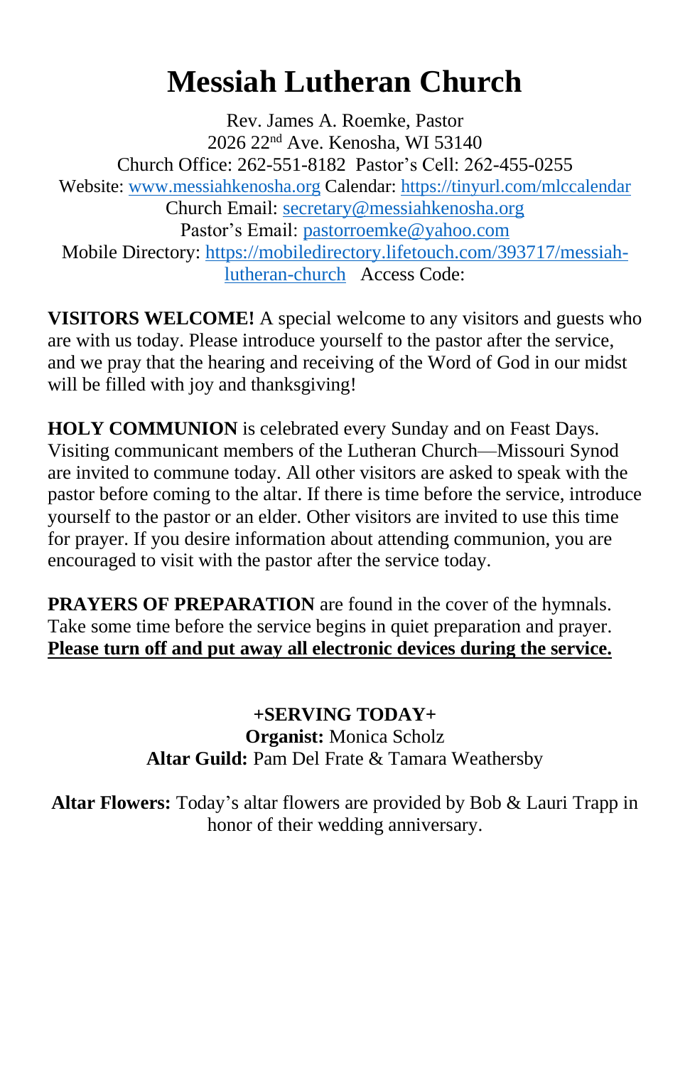# Messiah Lutheran Church

Rev. James A. Roemke, Pastor
2026 22nd Ave. Kenosha, WI 53140
Church Office: 262-551-8182 Pastor's Cell: 262-455-0255
Website: www.messiahkenosha.org Calendar: https://tinyurl.com/mlccalendar
Church Email: secretary@messiahkenosha.org
Pastor's Email: pastorroemke@yahoo.com
Mobile Directory: https://mobiledirectory.lifetouch.com/393717/messiah-lutheran-church Access Code:

**VISITORS WELCOME!** A special welcome to any visitors and guests who are with us today. Please introduce yourself to the pastor after the service, and we pray that the hearing and receiving of the Word of God in our midst will be filled with joy and thanksgiving!

**HOLY COMMUNION** is celebrated every Sunday and on Feast Days. Visiting communicant members of the Lutheran Church—Missouri Synod are invited to commune today. All other visitors are asked to speak with the pastor before coming to the altar. If there is time before the service, introduce yourself to the pastor or an elder. Other visitors are invited to use this time for prayer. If you desire information about attending communion, you are encouraged to visit with the pastor after the service today.

**PRAYERS OF PREPARATION** are found in the cover of the hymnals. Take some time before the service begins in quiet preparation and prayer. **Please turn off and put away all electronic devices during the service.**

**+SERVING TODAY+**
**Organist:** Monica Scholz
**Altar Guild:** Pam Del Frate & Tamara Weathersby

**Altar Flowers:** Today's altar flowers are provided by Bob & Lauri Trapp in honor of their wedding anniversary.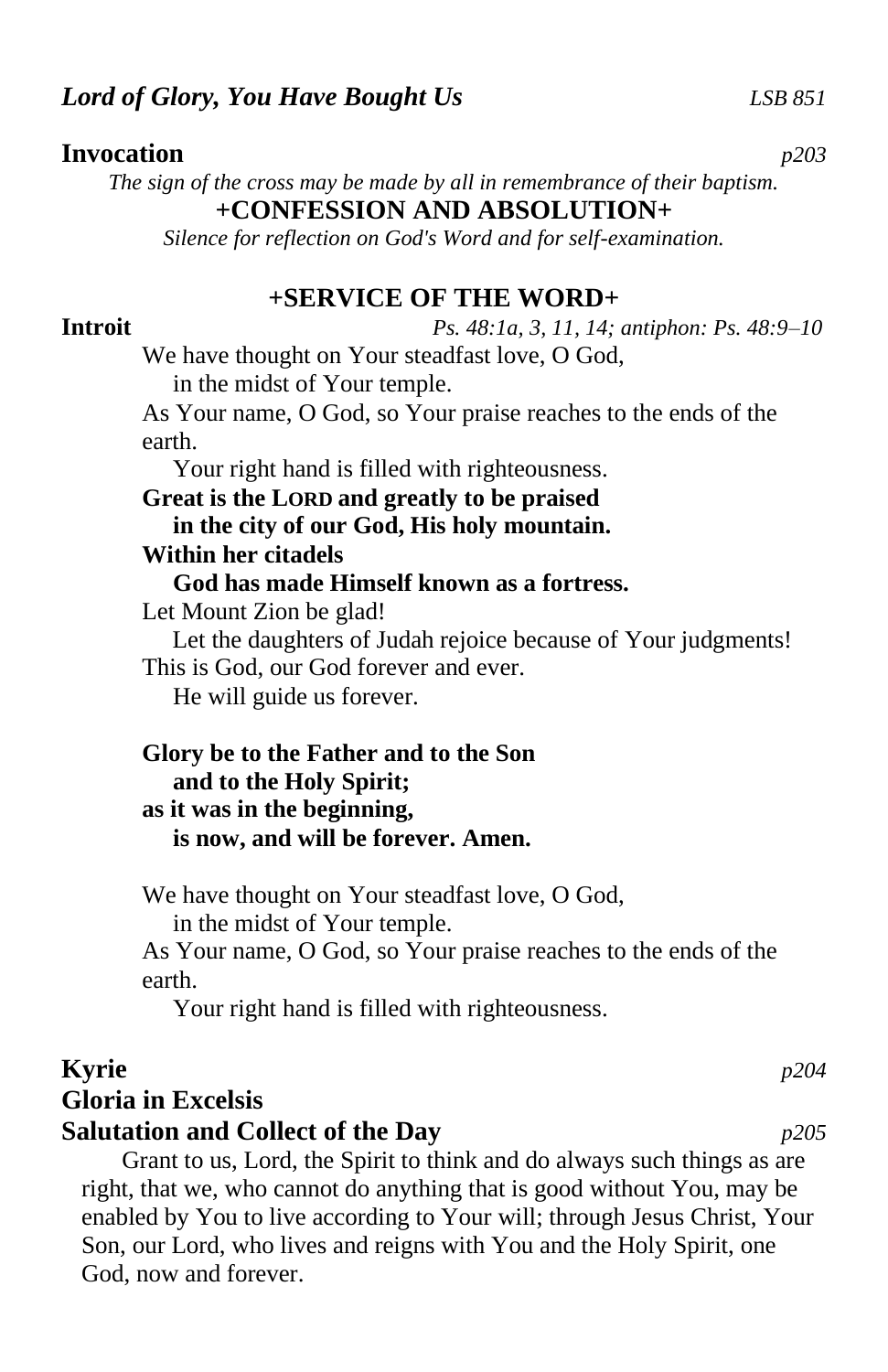***Lord of Glory, You Have Bought Us*** *LSB 851*

**Invocation** *p203*

*The sign of the cross may be made by all in remembrance of their baptism.*

**+CONFESSION AND ABSOLUTION+**

*Silence for reflection on God's Word and for self-examination.*

## +SERVICE OF THE WORD+

**Introit** *Ps. 48:1a, 3, 11, 14; antiphon: Ps. 48:9–10*

We have thought on Your steadfast love, O God,
in the midst of Your temple.
As Your name, O God, so Your praise reaches to the ends of the earth.
Your right hand is filled with righteousness.
**Great is the LORD and greatly to be praised**
**in the city of our God, His holy mountain.**
**Within her citadels**
**God has made Himself known as a fortress.**
Let Mount Zion be glad!
Let the daughters of Judah rejoice because of Your judgments!
This is God, our God forever and ever.
He will guide us forever.

**Glory be to the Father and to the Son**
**and to the Holy Spirit;**
**as it was in the beginning,**
**is now, and will be forever. Amen.**

We have thought on Your steadfast love, O God,
in the midst of Your temple.
As Your name, O God, so Your praise reaches to the ends of the earth.
Your right hand is filled with righteousness.

**Kyrie** *p204*

**Gloria in Excelsis**

**Salutation and Collect of the Day** *p205*

Grant to us, Lord, the Spirit to think and do always such things as are right, that we, who cannot do anything that is good without You, may be enabled by You to live according to Your will; through Jesus Christ, Your Son, our Lord, who lives and reigns with You and the Holy Spirit, one God, now and forever.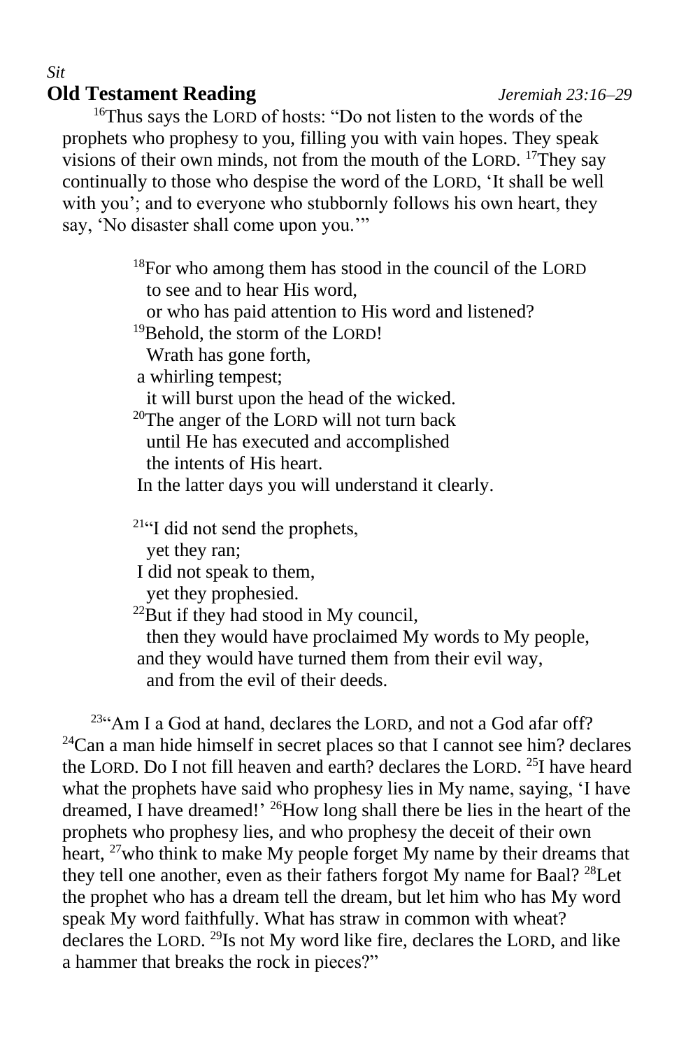*Sit*

## Old Testament Reading *Jeremiah 23:16–29*

[16]Thus says the LORD of hosts: "Do not listen to the words of the prophets who prophesy to you, filling you with vain hopes. They speak visions of their own minds, not from the mouth of the LORD. [17]They say continually to those who despise the word of the LORD, 'It shall be well with you'; and to everyone who stubbornly follows his own heart, they say, 'No disaster shall come upon you.'"

[18]For who among them has stood in the council of the LORD
  to see and to hear His word,
  or who has paid attention to His word and listened?
[19]Behold, the storm of the LORD!
  Wrath has gone forth,
 a whirling tempest;
  it will burst upon the head of the wicked.
[20]The anger of the LORD will not turn back
  until He has executed and accomplished
  the intents of His heart.
 In the latter days you will understand it clearly.

[21]"I did not send the prophets,
  yet they ran;
 I did not speak to them,
  yet they prophesied.
[22]But if they had stood in My council,
  then they would have proclaimed My words to My people,
 and they would have turned them from their evil way,
  and from the evil of their deeds.

[23]"Am I a God at hand, declares the LORD, and not a God afar off? [24]Can a man hide himself in secret places so that I cannot see him? declares the LORD. Do I not fill heaven and earth? declares the LORD. [25]I have heard what the prophets have said who prophesy lies in My name, saying, 'I have dreamed, I have dreamed!' [26]How long shall there be lies in the heart of the prophets who prophesy lies, and who prophesy the deceit of their own heart, [27]who think to make My people forget My name by their dreams that they tell one another, even as their fathers forgot My name for Baal? [28]Let the prophet who has a dream tell the dream, but let him who has My word speak My word faithfully. What has straw in common with wheat? declares the LORD. [29]Is not My word like fire, declares the LORD, and like a hammer that breaks the rock in pieces?"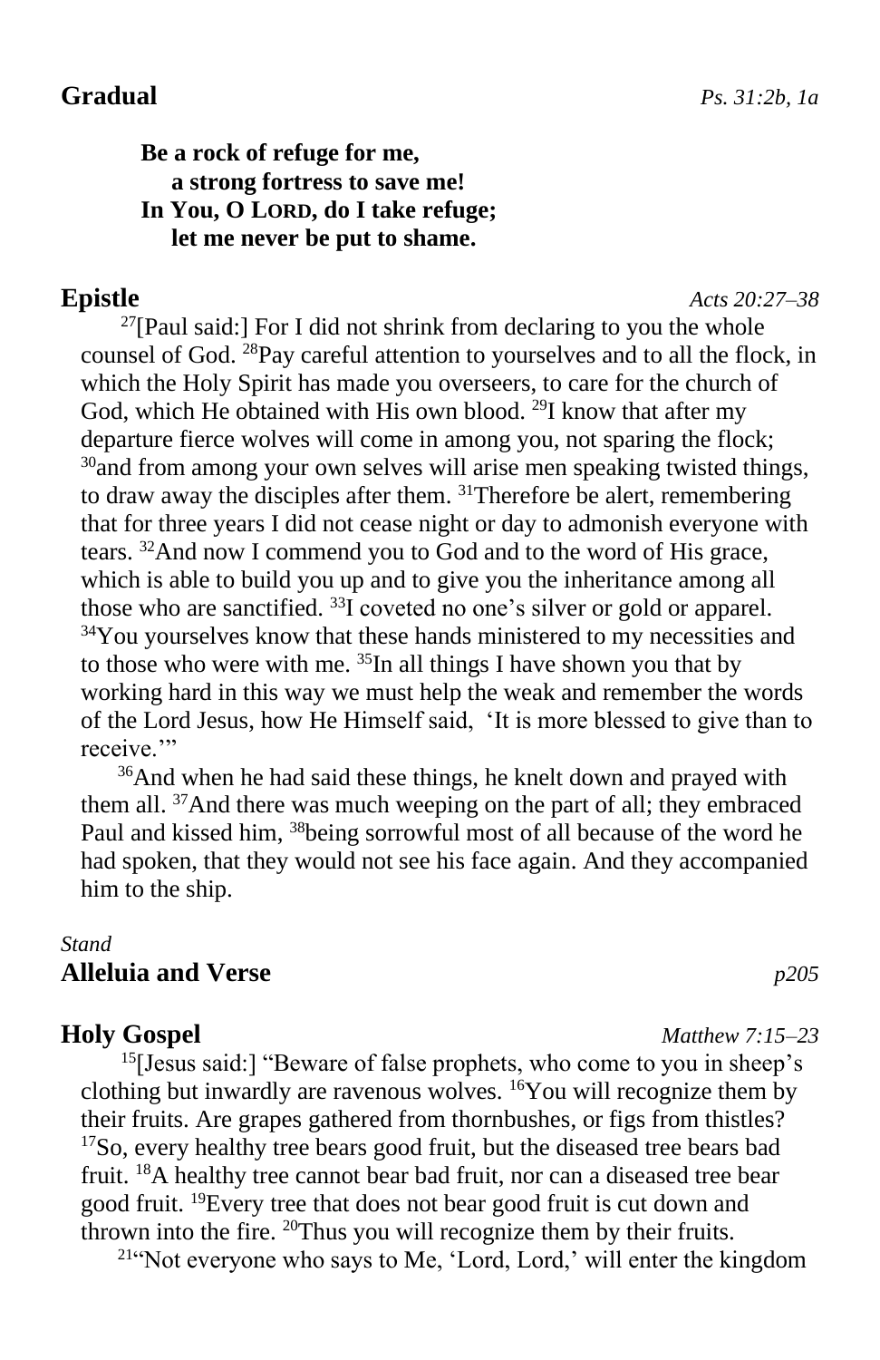**Gradual** *Ps. 31:2b, 1a*

> **Be a rock of refuge for me,**
> **a strong fortress to save me!**
> **In You, O LORD, do I take refuge;**
> **let me never be put to shame.**

**Epistle** *Acts 20:27–38*

[27][Paul said:] For I did not shrink from declaring to you the whole counsel of God. [28]Pay careful attention to yourselves and to all the flock, in which the Holy Spirit has made you overseers, to care for the church of God, which He obtained with His own blood. [29]I know that after my departure fierce wolves will come in among you, not sparing the flock; [30]and from among your own selves will arise men speaking twisted things, to draw away the disciples after them. [31]Therefore be alert, remembering that for three years I did not cease night or day to admonish everyone with tears. [32]And now I commend you to God and to the word of His grace, which is able to build you up and to give you the inheritance among all those who are sanctified. [33]I coveted no one's silver or gold or apparel. [34]You yourselves know that these hands ministered to my necessities and to those who were with me. [35]In all things I have shown you that by working hard in this way we must help the weak and remember the words of the Lord Jesus, how He Himself said, 'It is more blessed to give than to receive.'"

[36]And when he had said these things, he knelt down and prayed with them all. [37]And there was much weeping on the part of all; they embraced Paul and kissed him, [38]being sorrowful most of all because of the word he had spoken, that they would not see his face again. And they accompanied him to the ship.

*Stand*

**Alleluia and Verse** *p205*

**Holy Gospel** *Matthew 7:15–23*

[15][Jesus said:] "Beware of false prophets, who come to you in sheep's clothing but inwardly are ravenous wolves. [16]You will recognize them by their fruits. Are grapes gathered from thornbushes, or figs from thistles? [17]So, every healthy tree bears good fruit, but the diseased tree bears bad fruit. [18]A healthy tree cannot bear bad fruit, nor can a diseased tree bear good fruit. [19]Every tree that does not bear good fruit is cut down and thrown into the fire. [20]Thus you will recognize them by their fruits.

[21]"Not everyone who says to Me, 'Lord, Lord,' will enter the kingdom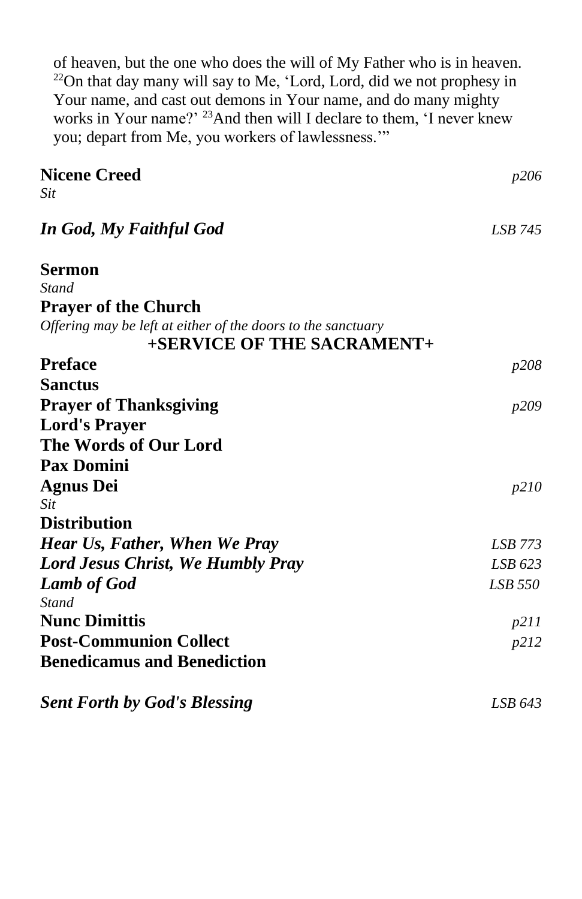of heaven, but the one who does the will of My Father who is in heaven. [22]On that day many will say to Me, 'Lord, Lord, did we not prophesy in Your name, and cast out demons in Your name, and do many mighty works in Your name?' [23]And then will I declare to them, 'I never knew you; depart from Me, you workers of lawlessness.'"

**Nicene Creed** *p206*

*Sit*

***In God, My Faithful God*** *LSB 745*

**Sermon**

*Stand*

**Prayer of the Church**

*Offering may be left at either of the doors to the sanctuary*

**+SERVICE OF THE SACRAMENT+**

**Preface** *p208*

**Sanctus**

**Prayer of Thanksgiving** *p209*

**Lord's Prayer**

**The Words of Our Lord**

**Pax Domini**

**Agnus Dei** *p210*

*Sit*

**Distribution**

***Hear Us, Father, When We Pray*** *LSB 773*

***Lord Jesus Christ, We Humbly Pray*** *LSB 623*

***Lamb of God*** *LSB 550*

*Stand*

**Nunc Dimittis** *p211*

**Post-Communion Collect** *p212*

**Benedicamus and Benediction**

***Sent Forth by God's Blessing*** *LSB 643*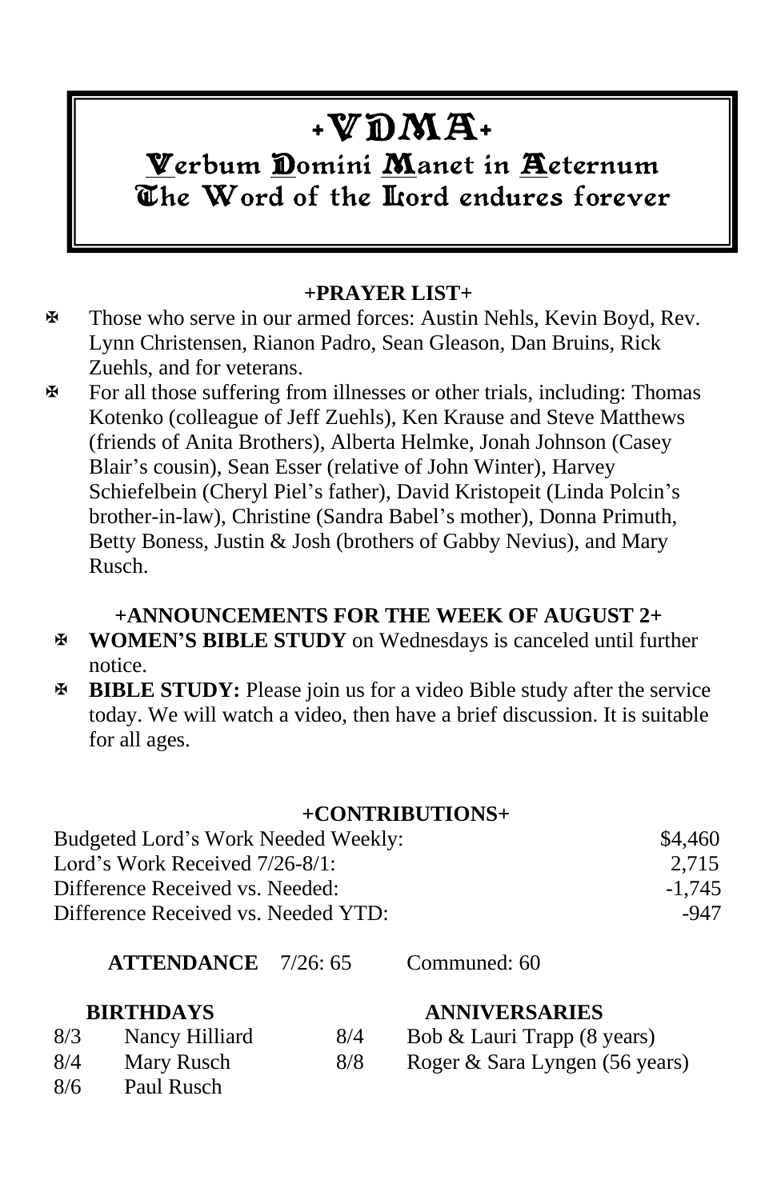# +VDMA+

## Verbum Domini Manet in Aeternum
## The Word of the Lord endures forever

**+PRAYER LIST+**

- ✠ Those who serve in our armed forces: Austin Nehls, Kevin Boyd, Rev. Lynn Christensen, Rianon Padro, Sean Gleason, Dan Bruins, Rick Zuehls, and for veterans.
- ✠ For all those suffering from illnesses or other trials, including: Thomas Kotenko (colleague of Jeff Zuehls), Ken Krause and Steve Matthews (friends of Anita Brothers), Alberta Helmke, Jonah Johnson (Casey Blair's cousin), Sean Esser (relative of John Winter), Harvey Schiefelbein (Cheryl Piel's father), David Kristopeit (Linda Polcin's brother-in-law), Christine (Sandra Babel's mother), Donna Primuth, Betty Boness, Justin & Josh (brothers of Gabby Nevius), and Mary Rusch.

**+ANNOUNCEMENTS FOR THE WEEK OF AUGUST 2+**

- ✠ **WOMEN'S BIBLE STUDY** on Wednesdays is canceled until further notice.
- ✠ **BIBLE STUDY:** Please join us for a video Bible study after the service today. We will watch a video, then have a brief discussion. It is suitable for all ages.

**+CONTRIBUTIONS+**

| | |
|---|---|
| Budgeted Lord's Work Needed Weekly: | $4,460 |
| Lord's Work Received 7/26-8/1: | 2,715 |
| Difference Received vs. Needed: | -1,745 |
| Difference Received vs. Needed YTD: | -947 |

**ATTENDANCE** 7/26: 65 Communed: 60

| BIRTHDAYS | | ANNIVERSARIES | |
|---|---|---|---|
| 8/3 | Nancy Hilliard | 8/4 | Bob & Lauri Trapp (8 years) |
| 8/4 | Mary Rusch | 8/8 | Roger & Sara Lyngen (56 years) |
| 8/6 | Paul Rusch | | |